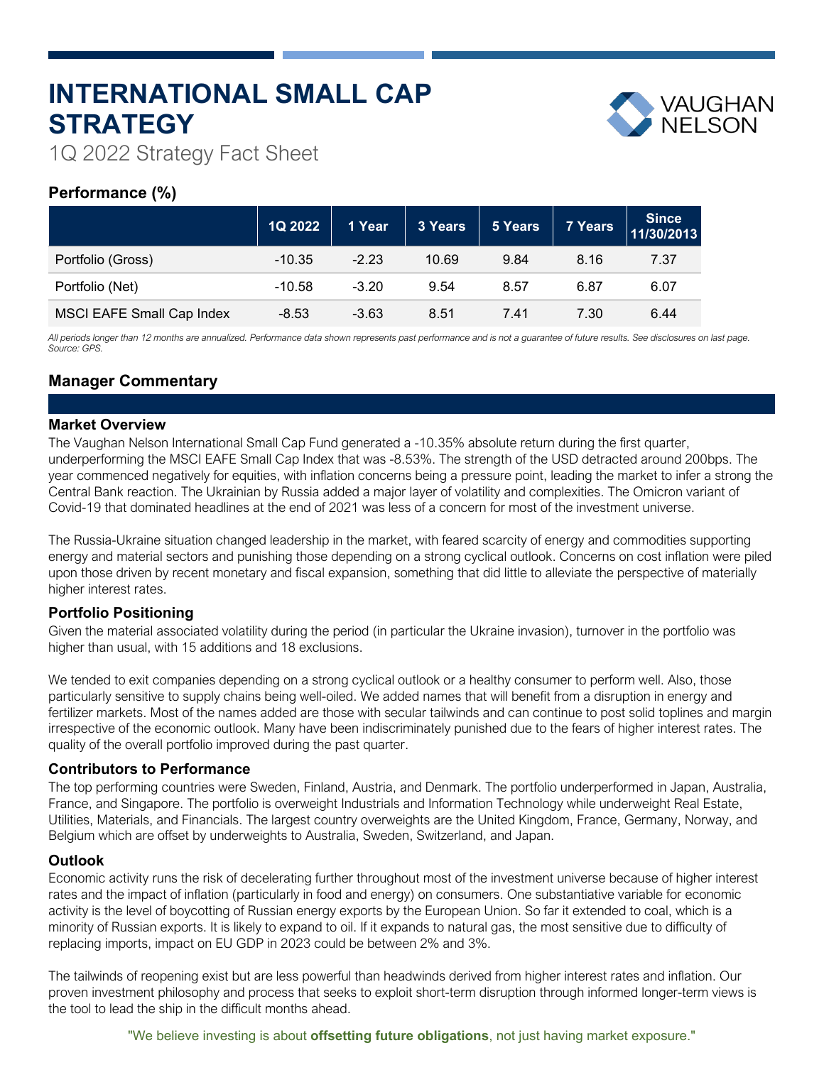# INTERNATIONAL SMALL CAP STRATEGY

VAUGHAN NELSON

1Q 2022 Strategy Fact Sheet

## Performance (%)

| | 1Q 2022 | 1 Year | 3 Years | 5 Years | 7 Years | Since 11/30/2013 |
|---|---|---|---|---|---|---|
| Portfolio (Gross) | -10.35 | -2.23 | 10.69 | 9.84 | 8.16 | 7.37 |
| Portfolio (Net) | -10.58 | -3.20 | 9.54 | 8.57 | 6.87 | 6.07 |
| MSCI EAFE Small Cap Index | -8.53 | -3.63 | 8.51 | 7.41 | 7.30 | 6.44 |

*All periods longer than 12 months are annualized. Performance data shown represents past performance and is not a guarantee of future results. See disclosures on last page. Source: GPS.*

## Manager Commentary

### Market Overview

The Vaughan Nelson International Small Cap Fund generated a -10.35% absolute return during the first quarter, underperforming the MSCI EAFE Small Cap Index that was -8.53%. The strength of the USD detracted around 200bps. The year commenced negatively for equities, with inflation concerns being a pressure point, leading the market to infer a strong the Central Bank reaction. The Ukrainian by Russia added a major layer of volatility and complexities. The Omicron variant of Covid-19 that dominated headlines at the end of 2021 was less of a concern for most of the investment universe.

The Russia-Ukraine situation changed leadership in the market, with feared scarcity of energy and commodities supporting energy and material sectors and punishing those depending on a strong cyclical outlook. Concerns on cost inflation were piled upon those driven by recent monetary and fiscal expansion, something that did little to alleviate the perspective of materially higher interest rates.

### Portfolio Positioning

Given the material associated volatility during the period (in particular the Ukraine invasion), turnover in the portfolio was higher than usual, with 15 additions and 18 exclusions.

We tended to exit companies depending on a strong cyclical outlook or a healthy consumer to perform well. Also, those particularly sensitive to supply chains being well-oiled. We added names that will benefit from a disruption in energy and fertilizer markets. Most of the names added are those with secular tailwinds and can continue to post solid toplines and margin irrespective of the economic outlook. Many have been indiscriminately punished due to the fears of higher interest rates. The quality of the overall portfolio improved during the past quarter.

### Contributors to Performance

The top performing countries were Sweden, Finland, Austria, and Denmark. The portfolio underperformed in Japan, Australia, France, and Singapore. The portfolio is overweight Industrials and Information Technology while underweight Real Estate, Utilities, Materials, and Financials. The largest country overweights are the United Kingdom, France, Germany, Norway, and Belgium which are offset by underweights to Australia, Sweden, Switzerland, and Japan.

### Outlook

Economic activity runs the risk of decelerating further throughout most of the investment universe because of higher interest rates and the impact of inflation (particularly in food and energy) on consumers. One substantiative variable for economic activity is the level of boycotting of Russian energy exports by the European Union. So far it extended to coal, which is a minority of Russian exports. It is likely to expand to oil. If it expands to natural gas, the most sensitive due to difficulty of replacing imports, impact on EU GDP in 2023 could be between 2% and 3%.

The tailwinds of reopening exist but are less powerful than headwinds derived from higher interest rates and inflation. Our proven investment philosophy and process that seeks to exploit short-term disruption through informed longer-term views is the tool to lead the ship in the difficult months ahead.

"We believe investing is about **offsetting future obligations**, not just having market exposure."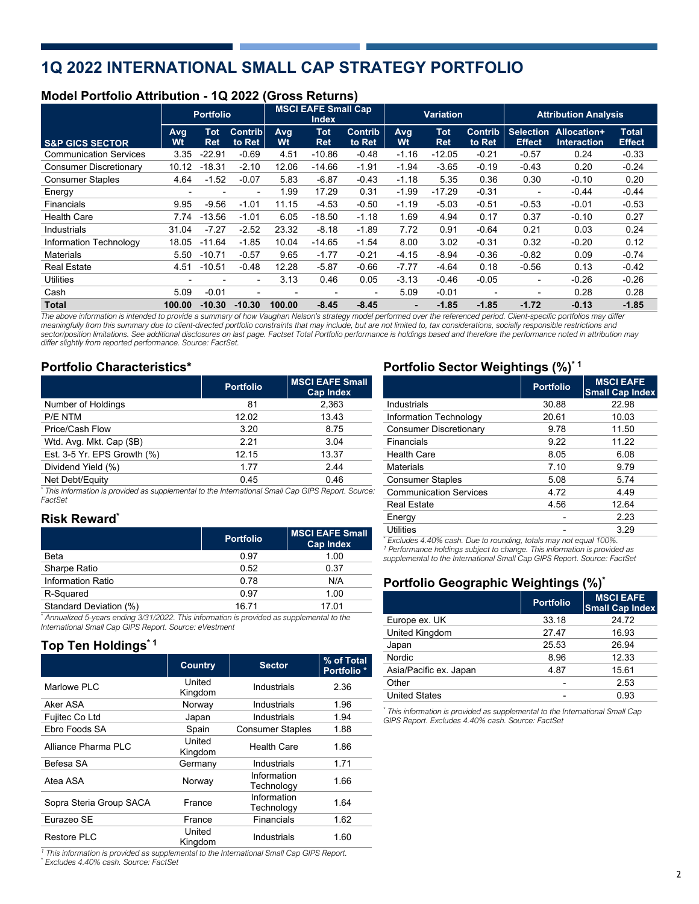# 1Q 2022 INTERNATIONAL SMALL CAP STRATEGY PORTFOLIO

## Model Portfolio Attribution - 1Q 2022 (Gross Returns)

| | Portfolio | | | MSCI EAFE Small Cap Index | | | Variation | | | Attribution Analysis | | |
|---|---|---|---|---|---|---|---|---|---|---|---|---|
| S&P GICS SECTOR | Avg Wt | Tot Ret | Contrib to Ret | Avg Wt | Tot Ret | Contrib to Ret | Avg Wt | Tot Ret | Contrib to Ret | Selection Effect | Allocation+ Interaction | Total Effect |
| Communication Services | 3.35 | -22.91 | -0.69 | 4.51 | -10.86 | -0.48 | -1.16 | -12.05 | -0.21 | -0.57 | 0.24 | -0.33 |
| Consumer Discretionary | 10.12 | -18.31 | -2.10 | 12.06 | -14.66 | -1.91 | -1.94 | -3.65 | -0.19 | -0.43 | 0.20 | -0.24 |
| Consumer Staples | 4.64 | -1.52 | -0.07 | 5.83 | -6.87 | -0.43 | -1.18 | 5.35 | 0.36 | 0.30 | -0.10 | 0.20 |
| Energy | - | - | - | 1.99 | 17.29 | 0.31 | -1.99 | -17.29 | -0.31 | - | -0.44 | -0.44 |
| Financials | 9.95 | -9.56 | -1.01 | 11.15 | -4.53 | -0.50 | -1.19 | -5.03 | -0.51 | -0.53 | -0.01 | -0.53 |
| Health Care | 7.74 | -13.56 | -1.01 | 6.05 | -18.50 | -1.18 | 1.69 | 4.94 | 0.17 | 0.37 | -0.10 | 0.27 |
| Industrials | 31.04 | -7.27 | -2.52 | 23.32 | -8.18 | -1.89 | 7.72 | 0.91 | -0.64 | 0.21 | 0.03 | 0.24 |
| Information Technology | 18.05 | -11.64 | -1.85 | 10.04 | -14.65 | -1.54 | 8.00 | 3.02 | -0.31 | 0.32 | -0.20 | 0.12 |
| Materials | 5.50 | -10.71 | -0.57 | 9.65 | -1.77 | -0.21 | -4.15 | -8.94 | -0.36 | -0.82 | 0.09 | -0.74 |
| Real Estate | 4.51 | -10.51 | -0.48 | 12.28 | -5.87 | -0.66 | -7.77 | -4.64 | 0.18 | -0.56 | 0.13 | -0.42 |
| Utilities | - | - | - | 3.13 | 0.46 | 0.05 | -3.13 | -0.46 | -0.05 | - | -0.26 | -0.26 |
| Cash | 5.09 | -0.01 | - | - | - | - | 5.09 | -0.01 | - | - | 0.28 | 0.28 |
| **Total** | **100.00** | **-10.30** | **-10.30** | **100.00** | **-8.45** | **-8.45** | **-** | **-1.85** | **-1.85** | **-1.72** | **-0.13** | **-1.85** |

*The above information is intended to provide a summary of how Vaughan Nelson's strategy model performed over the referenced period. Client-specific portfolios may differ meaningfully from this summary due to client-directed portfolio constraints that may include, but are not limited to, tax considerations, socially responsible restrictions and sector/position limitations. See additional disclosures on last page. Factset Total Portfolio performance is holdings based and therefore the performance noted in attribution may differ slightly from reported performance. Source: FactSet.*

## Portfolio Characteristics*

| | Portfolio | MSCI EAFE Small Cap Index |
|---|---|---|
| Number of Holdings | 81 | 2,363 |
| P/E NTM | 12.02 | 13.43 |
| Price/Cash Flow | 3.20 | 8.75 |
| Wtd. Avg. Mkt. Cap ($B) | 2.21 | 3.04 |
| Est. 3-5 Yr. EPS Growth (%) | 12.15 | 13.37 |
| Dividend Yield (%) | 1.77 | 2.44 |
| Net Debt/Equity | 0.45 | 0.46 |

*\* This information is provided as supplemental to the International Small Cap GIPS Report. Source: FactSet*

## Risk Reward*

| | Portfolio | MSCI EAFE Small Cap Index |
|---|---|---|
| Beta | 0.97 | 1.00 |
| Sharpe Ratio | 0.52 | 0.37 |
| Information Ratio | 0.78 | N/A |
| R-Squared | 0.97 | 1.00 |
| Standard Deviation (%) | 16.71 | 17.01 |

*\* Annualized 5-years ending 3/31/2022. This information is provided as supplemental to the International Small Cap GIPS Report. Source: eVestment*

## Top Ten Holdings* [1]

| | Country | Sector | % of Total Portfolio * |
|---|---|---|---|
| Marlowe PLC | United Kingdom | Industrials | 2.36 |
| Aker ASA | Norway | Industrials | 1.96 |
| Fujitec Co Ltd | Japan | Industrials | 1.94 |
| Ebro Foods SA | Spain | Consumer Staples | 1.88 |
| Alliance Pharma PLC | United Kingdom | Health Care | 1.86 |
| Befesa SA | Germany | Industrials | 1.71 |
| Atea ASA | Norway | Information Technology | 1.66 |
| Sopra Steria Group SACA | France | Information Technology | 1.64 |
| Eurazeo SE | France | Financials | 1.62 |
| Restore PLC | United Kingdom | Industrials | 1.60 |

*[1] This information is provided as supplemental to the International Small Cap GIPS Report.*
*\* Excludes 4.40% cash. Source: FactSet*

## Portfolio Sector Weightings (%)* [1]

| | Portfolio | MSCI EAFE Small Cap Index |
|---|---|---|
| Industrials | 30.88 | 22.98 |
| Information Technology | 20.61 | 10.03 |
| Consumer Discretionary | 9.78 | 11.50 |
| Financials | 9.22 | 11.22 |
| Health Care | 8.05 | 6.08 |
| Materials | 7.10 | 9.79 |
| Consumer Staples | 5.08 | 5.74 |
| Communication Services | 4.72 | 4.49 |
| Real Estate | 4.56 | 12.64 |
| Energy | - | 2.23 |
| Utilities | - | 3.29 |

*\* Excludes 4.40% cash. Due to rounding, totals may not equal 100%.*
*[1] Performance holdings subject to change. This information is provided as supplemental to the International Small Cap GIPS Report. Source: FactSet*

## Portfolio Geographic Weightings (%)*

| | Portfolio | MSCI EAFE Small Cap Index |
|---|---|---|
| Europe ex. UK | 33.18 | 24.72 |
| United Kingdom | 27.47 | 16.93 |
| Japan | 25.53 | 26.94 |
| Nordic | 8.96 | 12.33 |
| Asia/Pacific ex. Japan | 4.87 | 15.61 |
| Other | - | 2.53 |
| United States | - | 0.93 |

*\* This information is provided as supplemental to the International Small Cap GIPS Report. Excludes 4.40% cash. Source: FactSet*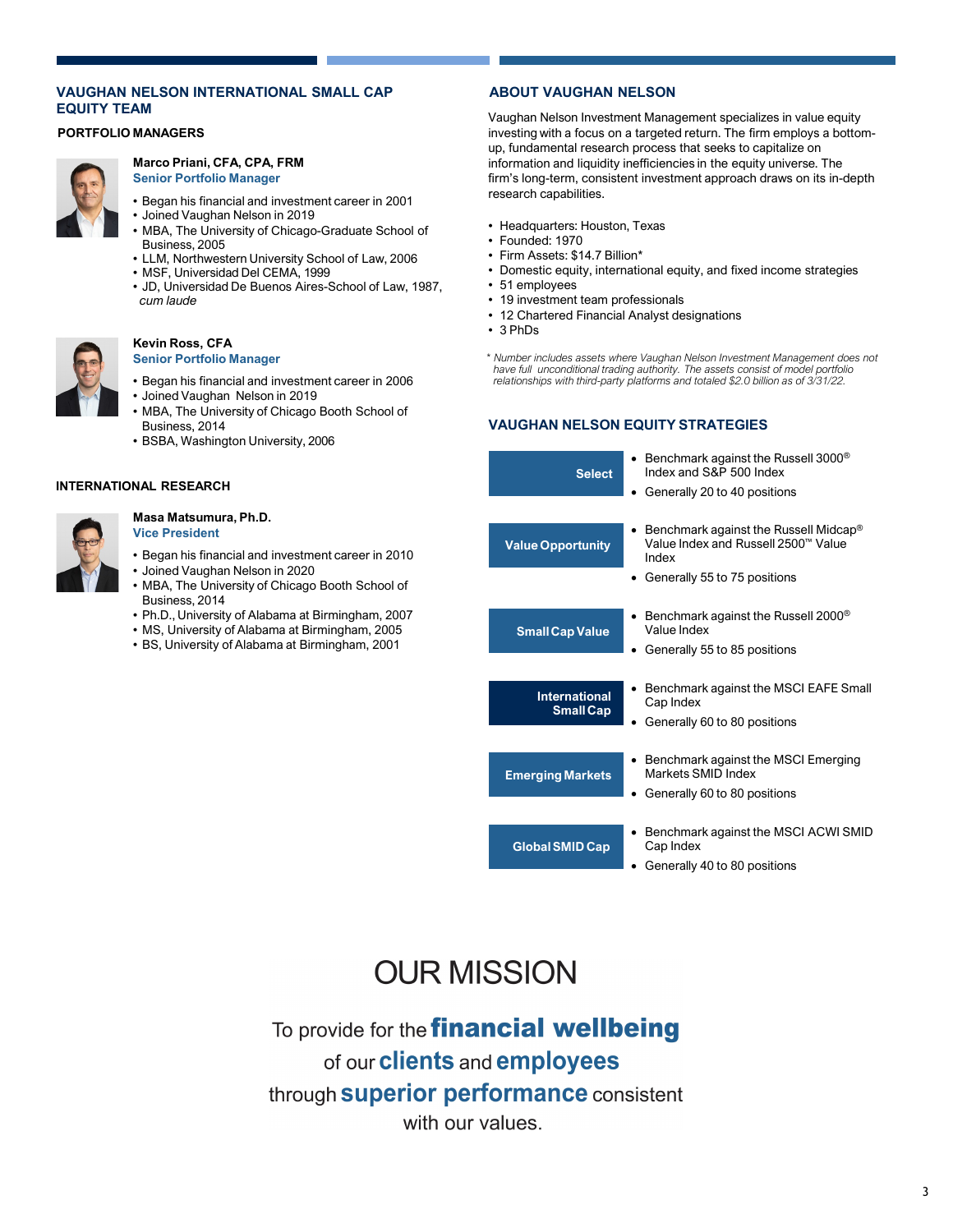## VAUGHAN NELSON INTERNATIONAL SMALL CAP EQUITY TEAM

### PORTFOLIO MANAGERS

**Marco Priani, CFA, CPA, FRM**
**Senior Portfolio Manager**

- Began his financial and investment career in 2001
- Joined Vaughan Nelson in 2019
- MBA, The University of Chicago-Graduate School of Business, 2005
- LLM, Northwestern University School of Law, 2006
- MSF, Universidad Del CEMA, 1999
- JD, Universidad De Buenos Aires-School of Law, 1987, *cum laude*

**Kevin Ross, CFA**
**Senior Portfolio Manager**

- Began his financial and investment career in 2006
- Joined Vaughan Nelson in 2019
- MBA, The University of Chicago Booth School of Business, 2014
- BSBA, Washington University, 2006

### INTERNATIONAL RESEARCH

**Masa Matsumura, Ph.D.**
**Vice President**

- Began his financial and investment career in 2010
- Joined Vaughan Nelson in 2020
- MBA, The University of Chicago Booth School of Business, 2014
- Ph.D., University of Alabama at Birmingham, 2007
- MS, University of Alabama at Birmingham, 2005
- BS, University of Alabama at Birmingham, 2001

## ABOUT VAUGHAN NELSON

Vaughan Nelson Investment Management specializes in value equity investing with a focus on a targeted return. The firm employs a bottom-up, fundamental research process that seeks to capitalize on information and liquidity inefficiencies in the equity universe. The firm's long-term, consistent investment approach draws on its in-depth research capabilities.

- Headquarters: Houston, Texas
- Founded: 1970
- Firm Assets: $14.7 Billion*
- Domestic equity, international equity, and fixed income strategies
- 51 employees
- 19 investment team professionals
- 12 Chartered Financial Analyst designations
- 3 PhDs

*\* Number includes assets where Vaughan Nelson Investment Management does not have full unconditional trading authority. The assets consist of model portfolio relationships with third-party platforms and totaled $2.0 billion as of 3/31/22.*

## VAUGHAN NELSON EQUITY STRATEGIES

**Select**
- Benchmark against the Russell 3000® Index and S&P 500 Index
- Generally 20 to 40 positions

**Value Opportunity**
- Benchmark against the Russell Midcap® Value Index and Russell 2500™ Value Index
- Generally 55 to 75 positions

**Small Cap Value**
- Benchmark against the Russell 2000® Value Index
- Generally 55 to 85 positions

**International Small Cap**
- Benchmark against the MSCI EAFE Small Cap Index
- Generally 60 to 80 positions

**Emerging Markets**
- Benchmark against the MSCI Emerging Markets SMID Index
- Generally 60 to 80 positions

**Global SMID Cap**
- Benchmark against the MSCI ACWI SMID Cap Index
- Generally 40 to 80 positions

# OUR MISSION

To provide for the **financial wellbeing** of our **clients** and **employees** through **superior performance** consistent with our values.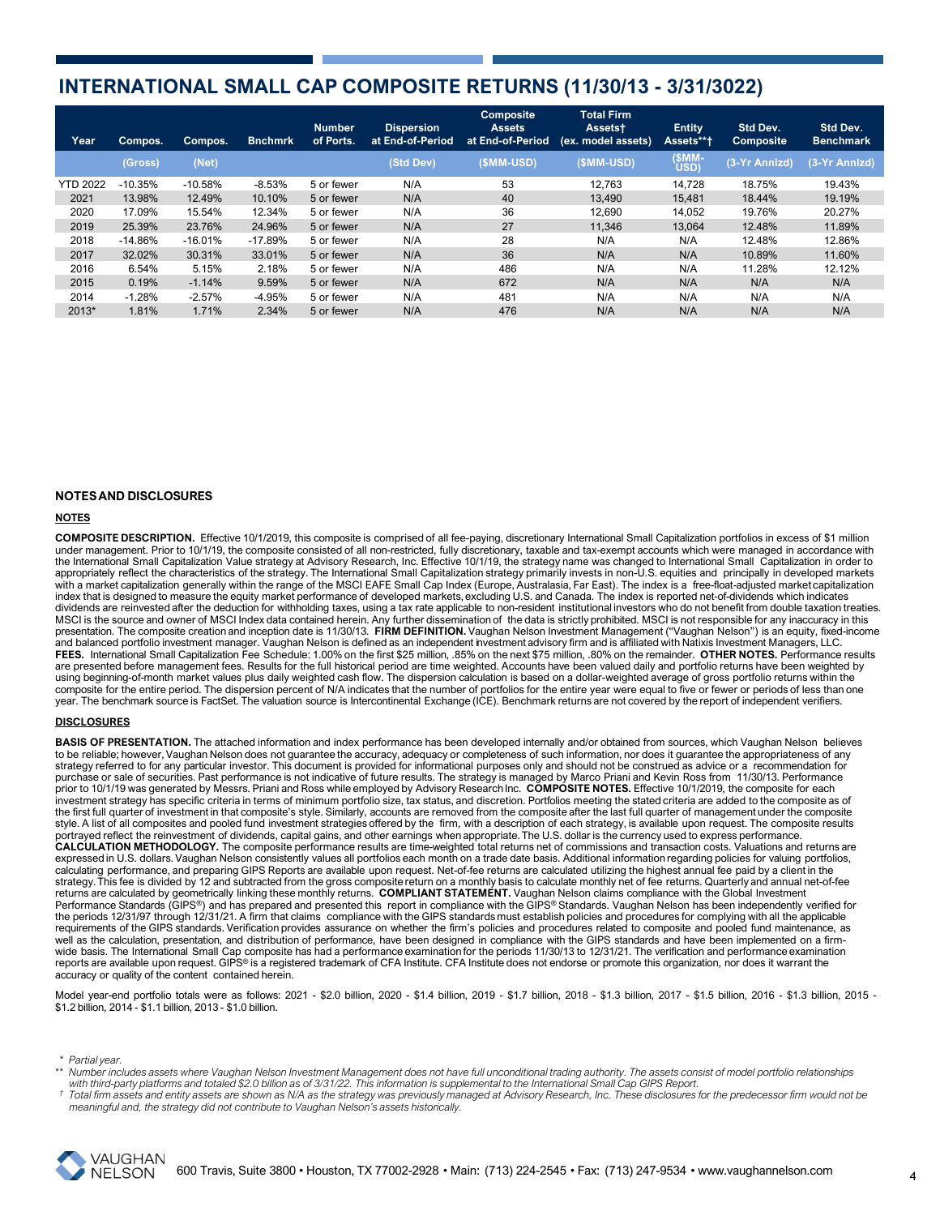# INTERNATIONAL SMALL CAP COMPOSITE RETURNS (11/30/13 - 3/31/3022)

| Year | Compos. | Compos. | Bnchmrk | Number of Ports. | Dispersion at End-of-Period | Composite Assets at End-of-Period | Total Firm Assets† (ex. model assets) | Entity Assets**† | Std Dev. Composite | Std Dev. Benchmark |
|---|---|---|---|---|---|---|---|---|---|---|
| | (Gross) | (Net) | | | (Std Dev) | ($MM-USD) | ($MM-USD) | ($MM-USD) | (3-Yr Annlzd) | (3-Yr Annlzd) |
| YTD 2022 | -10.35% | -10.58% | -8.53% | 5 or fewer | N/A | 53 | 12,763 | 14,728 | 18.75% | 19.43% |
| 2021 | 13.98% | 12.49% | 10.10% | 5 or fewer | N/A | 40 | 13,490 | 15,481 | 18.44% | 19.19% |
| 2020 | 17.09% | 15.54% | 12.34% | 5 or fewer | N/A | 36 | 12,690 | 14,052 | 19.76% | 20.27% |
| 2019 | 25.39% | 23.76% | 24.96% | 5 or fewer | N/A | 27 | 11,346 | 13,064 | 12.48% | 11.89% |
| 2018 | -14.86% | -16.01% | -17.89% | 5 or fewer | N/A | 28 | N/A | N/A | 12.48% | 12.86% |
| 2017 | 32.02% | 30.31% | 33.01% | 5 or fewer | N/A | 36 | N/A | N/A | 10.89% | 11.60% |
| 2016 | 6.54% | 5.15% | 2.18% | 5 or fewer | N/A | 486 | N/A | N/A | 11.28% | 12.12% |
| 2015 | 0.19% | -1.14% | 9.59% | 5 or fewer | N/A | 672 | N/A | N/A | N/A | N/A |
| 2014 | -1.28% | -2.57% | -4.95% | 5 or fewer | N/A | 481 | N/A | N/A | N/A | N/A |
| 2013* | 1.81% | 1.71% | 2.34% | 5 or fewer | N/A | 476 | N/A | N/A | N/A | N/A |

## NOTES AND DISCLOSURES

### NOTES

**COMPOSITE DESCRIPTION.** Effective 10/1/2019, this composite is comprised of all fee-paying, discretionary International Small Capitalization portfolios in excess of $1 million under management. Prior to 10/1/19, the composite consisted of all non-restricted, fully discretionary, taxable and tax-exempt accounts which were managed in accordance with the International Small Capitalization Value strategy at Advisory Research, Inc. Effective 10/1/19, the strategy name was changed to International Small Capitalization in order to appropriately reflect the characteristics of the strategy. The International Small Capitalization strategy primarily invests in non-U.S. equities and principally in developed markets with a market capitalization generally within the range of the MSCI EAFE Small Cap Index (Europe, Australasia, Far East). The index is a free-float-adjusted market capitalization index that is designed to measure the equity market performance of developed markets, excluding U.S. and Canada. The index is reported net-of-dividends which indicates dividends are reinvested after the deduction for withholding taxes, using a tax rate applicable to non-resident institutional investors who do not benefit from double taxation treaties. MSCI is the source and owner of MSCI Index data contained herein. Any further dissemination of the data is strictly prohibited. MSCI is not responsible for any inaccuracy in this presentation. The composite creation and inception date is 11/30/13. **FIRM DEFINITION.** Vaughan Nelson Investment Management ("Vaughan Nelson") is an equity, fixed-income and balanced portfolio investment manager. Vaughan Nelson is defined as an independent investment advisory firm and is affiliated with Natixis Investment Managers, LLC. **FEES.** International Small Capitalization Fee Schedule: 1.00% on the first $25 million, .85% on the next $75 million, .80% on the remainder. **OTHER NOTES.** Performance results are presented before management fees. Results for the full historical period are time weighted. Accounts have been valued daily and portfolio returns have been weighted by using beginning-of-month market values plus daily weighted cash flow. The dispersion calculation is based on a dollar-weighted average of gross portfolio returns within the composite for the entire period. The dispersion percent of N/A indicates that the number of portfolios for the entire year were equal to five or fewer or periods of less than one year. The benchmark source is FactSet. The valuation source is Intercontinental Exchange (ICE). Benchmark returns are not covered by the report of independent verifiers.

### DISCLOSURES

**BASIS OF PRESENTATION.** The attached information and index performance has been developed internally and/or obtained from sources, which Vaughan Nelson believes to be reliable; however, Vaughan Nelson does not guarantee the accuracy, adequacy or completeness of such information, nor does it guarantee the appropriateness of any strategy referred to for any particular investor. This document is provided for informational purposes only and should not be construed as advice or a recommendation for purchase or sale of securities. Past performance is not indicative of future results. The strategy is managed by Marco Priani and Kevin Ross from 11/30/13. Performance prior to 10/1/19 was generated by Messrs. Priani and Ross while employed by Advisory Research Inc. **COMPOSITE NOTES.** Effective 10/1/2019, the composite for each investment strategy has specific criteria in terms of minimum portfolio size, tax status, and discretion. Portfolios meeting the stated criteria are added to the composite as of the first full quarter of investment in that composite's style. Similarly, accounts are removed from the composite after the last full quarter of management under the composite style. A list of all composites and pooled fund investment strategies offered by the firm, with a description of each strategy, is available upon request. The composite results portrayed reflect the reinvestment of dividends, capital gains, and other earnings when appropriate. The U.S. dollar is the currency used to express performance. **CALCULATION METHODOLOGY.** The composite performance results are time-weighted total returns net of commissions and transaction costs. Valuations and returns are expressed in U.S. dollars. Vaughan Nelson consistently values all portfolios each month on a trade date basis. Additional information regarding policies for valuing portfolios, calculating performance, and preparing GIPS Reports are available upon request. Net-of-fee returns are calculated utilizing the highest annual fee paid by a client in the strategy. This fee is divided by 12 and subtracted from the gross composite return on a monthly basis to calculate monthly net of fee returns. Quarterly and annual net-of-fee returns are calculated by geometrically linking these monthly returns. **COMPLIANT STATEMENT.** Vaughan Nelson claims compliance with the Global Investment Performance Standards (GIPS®) and has prepared and presented this report in compliance with the GIPS® Standards. Vaughan Nelson has been independently verified for the periods 12/31/97 through 12/31/21. A firm that claims compliance with the GIPS standards must establish policies and procedures for complying with all the applicable requirements of the GIPS standards. Verification provides assurance on whether the firm's policies and procedures related to composite and pooled fund maintenance, as well as the calculation, presentation, and distribution of performance, have been designed in compliance with the GIPS standards and have been implemented on a firm-wide basis. The International Small Cap composite has had a performance examination for the periods 11/30/13 to 12/31/21. The verification and performance examination reports are available upon request. GIPS® is a registered trademark of CFA Institute. CFA Institute does not endorse or promote this organization, nor does it warrant the accuracy or quality of the content contained herein.

Model year-end portfolio totals were as follows: 2021 - $2.0 billion, 2020 - $1.4 billion, 2019 - $1.7 billion, 2018 - $1.3 billion, 2017 - $1.5 billion, 2016 - $1.3 billion, 2015 - $1.2 billion, 2014 - $1.1 billion, 2013 - $1.0 billion.

\* *Partial year.*

\*\* *Number includes assets where Vaughan Nelson Investment Management does not have full unconditional trading authority. The assets consist of model portfolio relationships with third-party platforms and totaled $2.0 billion as of 3/31/22. This information is supplemental to the International Small Cap GIPS Report.*

† *Total firm assets and entity assets are shown as N/A as the strategy was previously managed at Advisory Research, Inc. These disclosures for the predecessor firm would not be meaningful and, the strategy did not contribute to Vaughan Nelson's assets historically.*

VAUGHAN NELSON 600 Travis, Suite 3800 • Houston, TX 77002-2928 • Main: (713) 224-2545 • Fax: (713) 247-9534 • www.vaughannelson.com